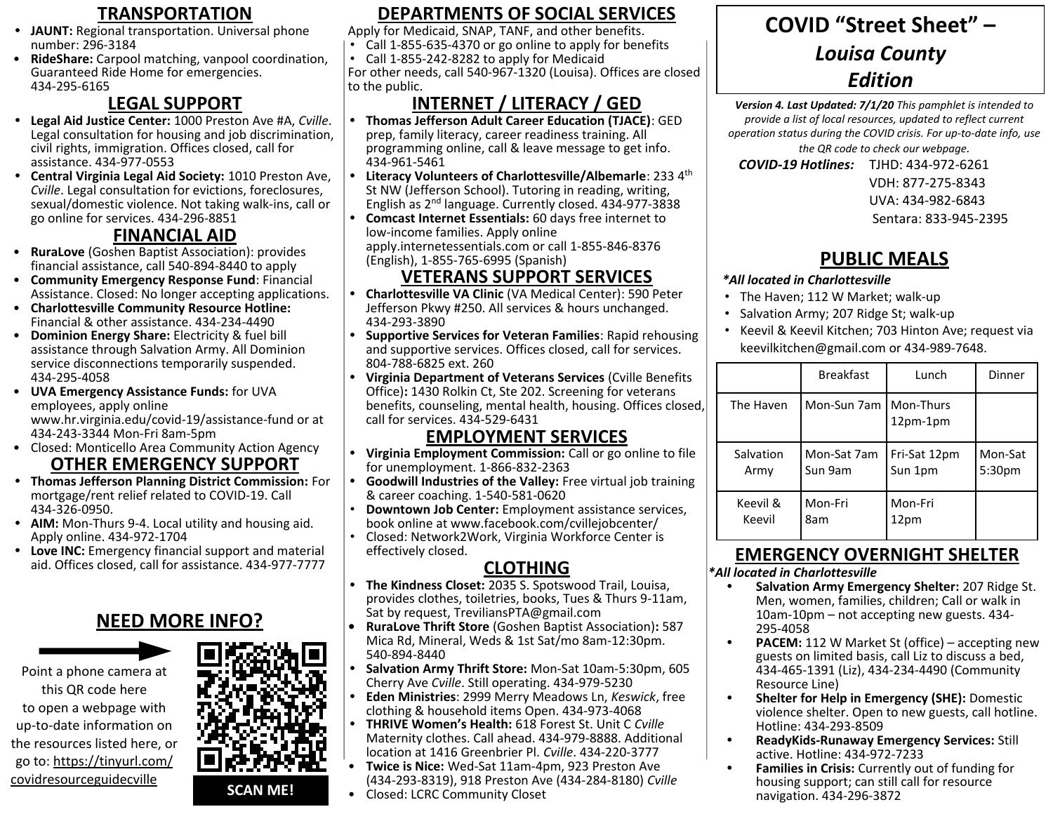# COVID "Street Sheet" – *Louisa County Edition*

***Version 4. Last Updated: 7/1/20*** *This pamphlet is intended to provide a list of local resources, updated to reflect current operation status during the COVID crisis. For up-to-date info, use the QR code to check our webpage.*

***COVID-19 Hotlines:*** TJHD: 434-972-6261
VDH: 877-275-8343
UVA: 434-982-6843
Sentara: 833-945-2395

## TRANSPORTATION

- **JAUNT:** Regional transportation. Universal phone number: 296-3184
- **RideShare:** Carpool matching, vanpool coordination, Guaranteed Ride Home for emergencies. 434-295-6165

## LEGAL SUPPORT

- **Legal Aid Justice Center:** 1000 Preston Ave #A, *Cville*. Legal consultation for housing and job discrimination, civil rights, immigration. Offices closed, call for assistance. 434-977-0553
- **Central Virginia Legal Aid Society:** 1010 Preston Ave, *Cville*. Legal consultation for evictions, foreclosures, sexual/domestic violence. Not taking walk-ins, call or go online for services. 434-296-8851

## FINANCIAL AID

- **RuraLove** (Goshen Baptist Association): provides financial assistance, call 540-894-8440 to apply
- **Community Emergency Response Fund**: Financial Assistance. Closed: No longer accepting applications.
- **Charlottesville Community Resource Hotline:** Financial & other assistance. 434-234-4490
- **Dominion Energy Share:** Electricity & fuel bill assistance through Salvation Army. All Dominion service disconnections temporarily suspended. 434-295-4058
- **UVA Emergency Assistance Funds:** for UVA employees, apply online www.hr.virginia.edu/covid-19/assistance-fund or at 434-243-3344 Mon-Fri 8am-5pm
- Closed: Monticello Area Community Action Agency

## OTHER EMERGENCY SUPPORT

- **Thomas Jefferson Planning District Commission:** For mortgage/rent relief related to COVID-19. Call 434-326-0950.
- **AIM:** Mon-Thurs 9-4. Local utility and housing aid. Apply online. 434-972-1704
- **Love INC:** Emergency financial support and material aid. Offices closed, call for assistance. 434-977-7777

## NEED MORE INFO?

Point a phone camera at this QR code here to open a webpage with up-to-date information on the resources listed here, or go to: https://tinyurl.com/covidresourceguidecville

SCAN ME!

## DEPARTMENTS OF SOCIAL SERVICES

Apply for Medicaid, SNAP, TANF, and other benefits.

- Call 1-855-635-4370 or go online to apply for benefits
- Call 1-855-242-8282 to apply for Medicaid

For other needs, call 540-967-1320 (Louisa). Offices are closed to the public.

## INTERNET / LITERACY / GED

- **Thomas Jefferson Adult Career Education (TJACE)**: GED prep, family literacy, career readiness training. All programming online, call & leave message to get info. 434-961-5461
- **Literacy Volunteers of Charlottesville/Albemarle**: 233 4th St NW (Jefferson School). Tutoring in reading, writing, English as 2nd language. Currently closed. 434-977-3838
- **Comcast Internet Essentials:** 60 days free internet to low-income families. Apply online apply.internetessentials.com or call 1-855-846-8376 (English), 1-855-765-6995 (Spanish)

## VETERANS SUPPORT SERVICES

- **Charlottesville VA Clinic** (VA Medical Center): 590 Peter Jefferson Pkwy #250. All services & hours unchanged. 434-293-3890
- **Supportive Services for Veteran Families**: Rapid rehousing and supportive services. Offices closed, call for services. 804-788-6825 ext. 260
- **Virginia Department of Veterans Services** (Cville Benefits Office)**:** 1430 Rolkin Ct, Ste 202. Screening for veterans benefits, counseling, mental health, housing. Offices closed, call for services. 434-529-6431

## EMPLOYMENT SERVICES

- **Virginia Employment Commission:** Call or go online to file for unemployment. 1-866-832-2363
- **Goodwill Industries of the Valley:** Free virtual job training & career coaching. 1-540-581-0620
- **Downtown Job Center:** Employment assistance services, book online at www.facebook.com/cvillejobcenter/
- Closed: Network2Work, Virginia Workforce Center is effectively closed.

## CLOTHING

- **The Kindness Closet:** 2035 S. Spotswood Trail, Louisa, provides clothes, toiletries, books, Tues & Thurs 9-11am, Sat by request, TreviliansPTA@gmail.com
- **RuraLove Thrift Store** (Goshen Baptist Association)**:** 587 Mica Rd, Mineral, Weds & 1st Sat/mo 8am-12:30pm. 540-894-8440
- **Salvation Army Thrift Store:** Mon-Sat 10am-5:30pm, 605 Cherry Ave *Cville*. Still operating. 434-979-5230
- **Eden Ministries**: 2999 Merry Meadows Ln, *Keswick*, free clothing & household items Open. 434-973-4068
- **THRIVE Women's Health:** 618 Forest St. Unit C *Cville* Maternity clothes. Call ahead. 434-979-8888. Additional location at 1416 Greenbrier Pl. *Cville*. 434-220-3777
- **Twice is Nice:** Wed-Sat 11am-4pm, 923 Preston Ave (434-293-8319), 918 Preston Ave (434-284-8180) *Cville*
- Closed: LCRC Community Closet

## PUBLIC MEALS

***All located in Charlottesville***

- The Haven; 112 W Market; walk-up
- Salvation Army; 207 Ridge St; walk-up
- Keevil & Keevil Kitchen; 703 Hinton Ave; request via keevilkitchen@gmail.com or 434-989-7648.

| | Breakfast | Lunch | Dinner |
|---|---|---|---|
| The Haven | Mon-Sun 7am | Mon-Thurs 12pm-1pm | |
| Salvation Army | Mon-Sat 7am Sun 9am | Fri-Sat 12pm Sun 1pm | Mon-Sat 5:30pm |
| Keevil & Keevil | Mon-Fri 8am | Mon-Fri 12pm | |

## EMERGENCY OVERNIGHT SHELTER

***All located in Charlottesville***

- **Salvation Army Emergency Shelter:** 207 Ridge St. Men, women, families, children; Call or walk in 10am-10pm – not accepting new guests. 434-295-4058
- **PACEM:** 112 W Market St (office) – accepting new guests on limited basis, call Liz to discuss a bed, 434-465-1391 (Liz), 434-234-4490 (Community Resource Line)
- **Shelter for Help in Emergency (SHE):** Domestic violence shelter. Open to new guests, call hotline. Hotline: 434-293-8509
- **ReadyKids-Runaway Emergency Services:** Still active. Hotline: 434-972-7233
- **Families in Crisis:** Currently out of funding for housing support; can still call for resource navigation. 434-296-3872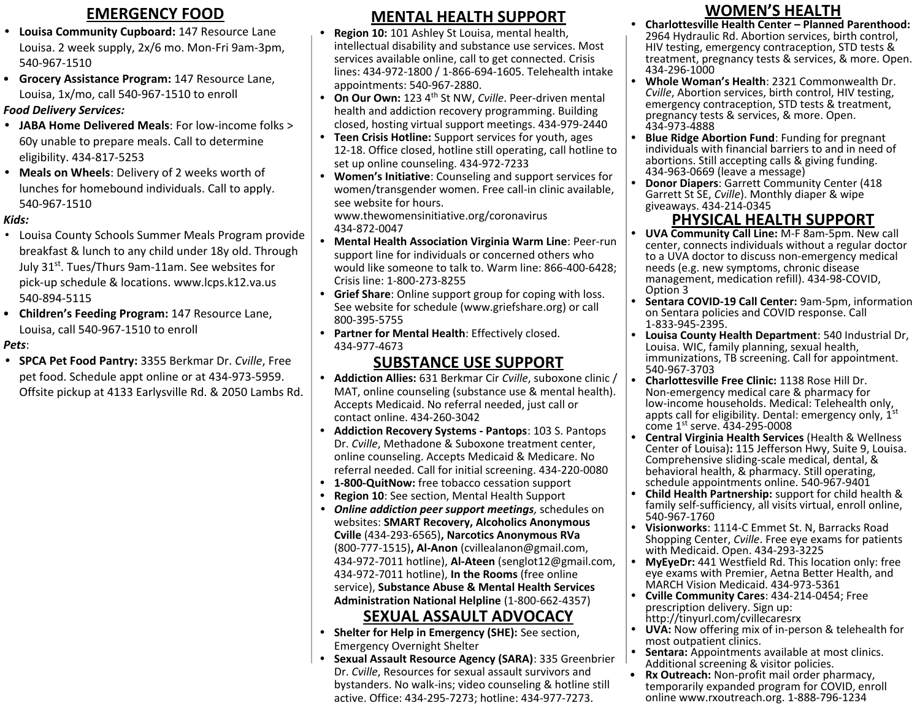## EMERGENCY FOOD

- **Louisa Community Cupboard:** 147 Resource Lane Louisa. 2 week supply, 2x/6 mo. Mon-Fri 9am-3pm, 540-967-1510
- **Grocery Assistance Program:** 147 Resource Lane, Louisa, 1x/mo, call 540-967-1510 to enroll

***Food Delivery Services:***

- **JABA Home Delivered Meals**: For low-income folks > 60y unable to prepare meals. Call to determine eligibility. 434-817-5253
- **Meals on Wheels**: Delivery of 2 weeks worth of lunches for homebound individuals. Call to apply. 540-967-1510

***Kids:***

- Louisa County Schools Summer Meals Program provide breakfast & lunch to any child under 18y old. Through July 31st. Tues/Thurs 9am-11am. See websites for pick-up schedule & locations. www.lcps.k12.va.us 540-894-5115
- **Children's Feeding Program:** 147 Resource Lane, Louisa, call 540-967-1510 to enroll

***Pets***:

- **SPCA Pet Food Pantry:** 3355 Berkmar Dr. *Cville*, Free pet food. Schedule appt online or at 434-973-5959. Offsite pickup at 4133 Earlysville Rd. & 2050 Lambs Rd.

## MENTAL HEALTH SUPPORT

- **Region 10:** 101 Ashley St Louisa, mental health, intellectual disability and substance use services. Most services available online, call to get connected. Crisis lines: 434-972-1800 / 1-866-694-1605. Telehealth intake appointments: 540-967-2880.
- **On Our Own:** 123 4th St NW, *Cville*. Peer-driven mental health and addiction recovery programming. Building closed, hosting virtual support meetings. 434-979-2440
- **Teen Crisis Hotline:** Support services for youth, ages 12-18. Office closed, hotline still operating, call hotline to set up online counseling. 434-972-7233
- **Women's Initiative**: Counseling and support services for women/transgender women. Free call-in clinic available, see website for hours. www.thewomensinitiative.org/coronavirus 434-872-0047
- **Mental Health Association Virginia Warm Line**: Peer-run support line for individuals or concerned others who would like someone to talk to. Warm line: 866-400-6428; Crisis line: 1-800-273-8255
- **Grief Share**: Online support group for coping with loss. See website for schedule (www.griefshare.org) or call 800-395-5755
- **Partner for Mental Health**: Effectively closed. 434-977-4673

## SUBSTANCE USE SUPPORT

- **Addiction Allies:** 631 Berkmar Cir *Cville*, suboxone clinic / MAT, online counseling (substance use & mental health). Accepts Medicaid. No referral needed, just call or contact online. 434-260-3042
- **Addiction Recovery Systems - Pantops**: 103 S. Pantops Dr. *Cville*, Methadone & Suboxone treatment center, online counseling. Accepts Medicaid & Medicare. No referral needed. Call for initial screening. 434-220-0080
- **1-800-QuitNow:** free tobacco cessation support
- **Region 10**: See section, Mental Health Support
- ***Online addiction peer support meetings,*** schedules on websites: **SMART Recovery, Alcoholics Anonymous Cville** (434-293-6565)**, Narcotics Anonymous RVa** (800-777-1515)**, Al-Anon** (cvillealanon@gmail.com, 434-972-7011 hotline), **Al-Ateen** (senglot12@gmail.com, 434-972-7011 hotline), **In the Rooms** (free online service), **Substance Abuse & Mental Health Services Administration National Helpline** (1-800-662-4357)

## SEXUAL ASSAULT ADVOCACY

- **Shelter for Help in Emergency (SHE):** See section, Emergency Overnight Shelter
- **Sexual Assault Resource Agency (SARA)**: 335 Greenbrier Dr. *Cville*, Resources for sexual assault survivors and bystanders. No walk-ins; video counseling & hotline still active. Office: 434-295-7273; hotline: 434-977-7273.

## WOMEN'S HEALTH

- **Charlottesville Health Center – Planned Parenthood:** 2964 Hydraulic Rd. Abortion services, birth control, HIV testing, emergency contraception, STD tests & treatment, pregnancy tests & services, & more. Open. 434-296-1000
- **Whole Woman's Health**: 2321 Commonwealth Dr. *Cville*, Abortion services, birth control, HIV testing, emergency contraception, STD tests & treatment, pregnancy tests & services, & more. Open. 434-973-4888
- **Blue Ridge Abortion Fund**: Funding for pregnant individuals with financial barriers to and in need of abortions. Still accepting calls & giving funding. 434-963-0669 (leave a message)
- **Donor Diapers**: Garrett Community Center (418 Garrett St SE, *Cville*). Monthly diaper & wipe giveaways. 434-214-0345

## PHYSICAL HEALTH SUPPORT

- **UVA Community Call Line:** M-F 8am-5pm. New call center, connects individuals without a regular doctor to a UVA doctor to discuss non-emergency medical needs (e.g. new symptoms, chronic disease management, medication refill). 434-98-COVID, Option 3
- **Sentara COVID-19 Call Center:** 9am-5pm, information on Sentara policies and COVID response. Call 1-833-945-2395.
- **Louisa County Health Department**: 540 Industrial Dr, Louisa. WIC, family planning, sexual health, immunizations, TB screening. Call for appointment. 540-967-3703
- **Charlottesville Free Clinic:** 1138 Rose Hill Dr. Non-emergency medical care & pharmacy for low-income households. Medical: Telehealth only, appts call for eligibility. Dental: emergency only, 1st come 1st serve. 434-295-0008
- **Central Virginia Health Services** (Health & Wellness Center of Louisa)**:** 115 Jefferson Hwy, Suite 9, Louisa. Comprehensive sliding-scale medical, dental, & behavioral health, & pharmacy. Still operating, schedule appointments online. 540-967-9401
- **Child Health Partnership:** support for child health & family self-sufficiency, all visits virtual, enroll online, 540-967-1760
- **Visionworks**: 1114-C Emmet St. N, Barracks Road Shopping Center, *Cville*. Free eye exams for patients with Medicaid. Open. 434-293-3225
- **MyEyeDr:** 441 Westfield Rd. This location only: free eye exams with Premier, Aetna Better Health, and MARCH Vision Medicaid. 434-973-5361
- **Cville Community Cares**: 434-214-0454; Free prescription delivery. Sign up: http://tinyurl.com/cvillecaresrx
- **UVA:** Now offering mix of in-person & telehealth for most outpatient clinics.
- **Sentara:** Appointments available at most clinics. Additional screening & visitor policies.
- **Rx Outreach:** Non-profit mail order pharmacy, temporarily expanded program for COVID, enroll online www.rxoutreach.org. 1-888-796-1234